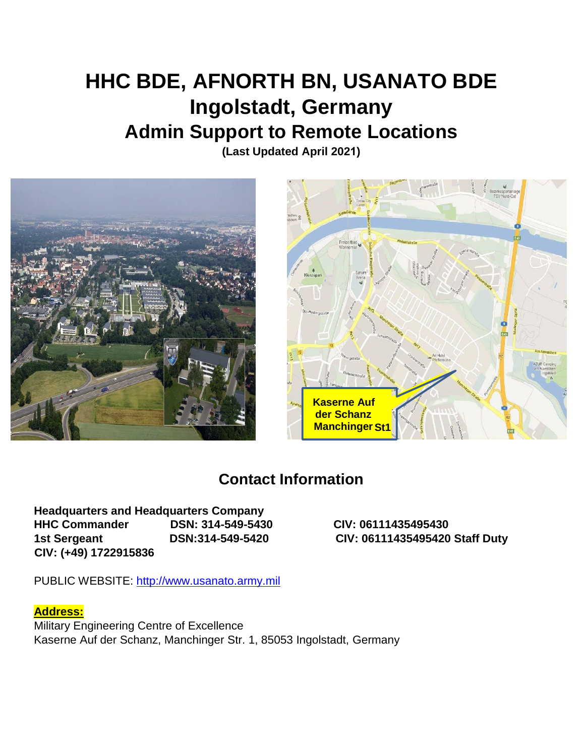# HHC BDE, AFNORTH BN, USANATO BDE
# Ingolstadt, Germany
## Admin Support to Remote Locations

**(Last Updated April 2021)**

## Contact Information

**Headquarters and Headquarters Company**
**HHC Commander DSN: 314-549-5430 CIV: 06111435495430**
**1st Sergeant DSN:314-549-5420 CIV: 06111435495420 Staff Duty CIV: (+49) 1722915836**

PUBLIC WEBSITE: http://www.usanato.army.mil

**Address:**
Military Engineering Centre of Excellence
Kaserne Auf der Schanz, Manchinger Str. 1, 85053 Ingolstadt, Germany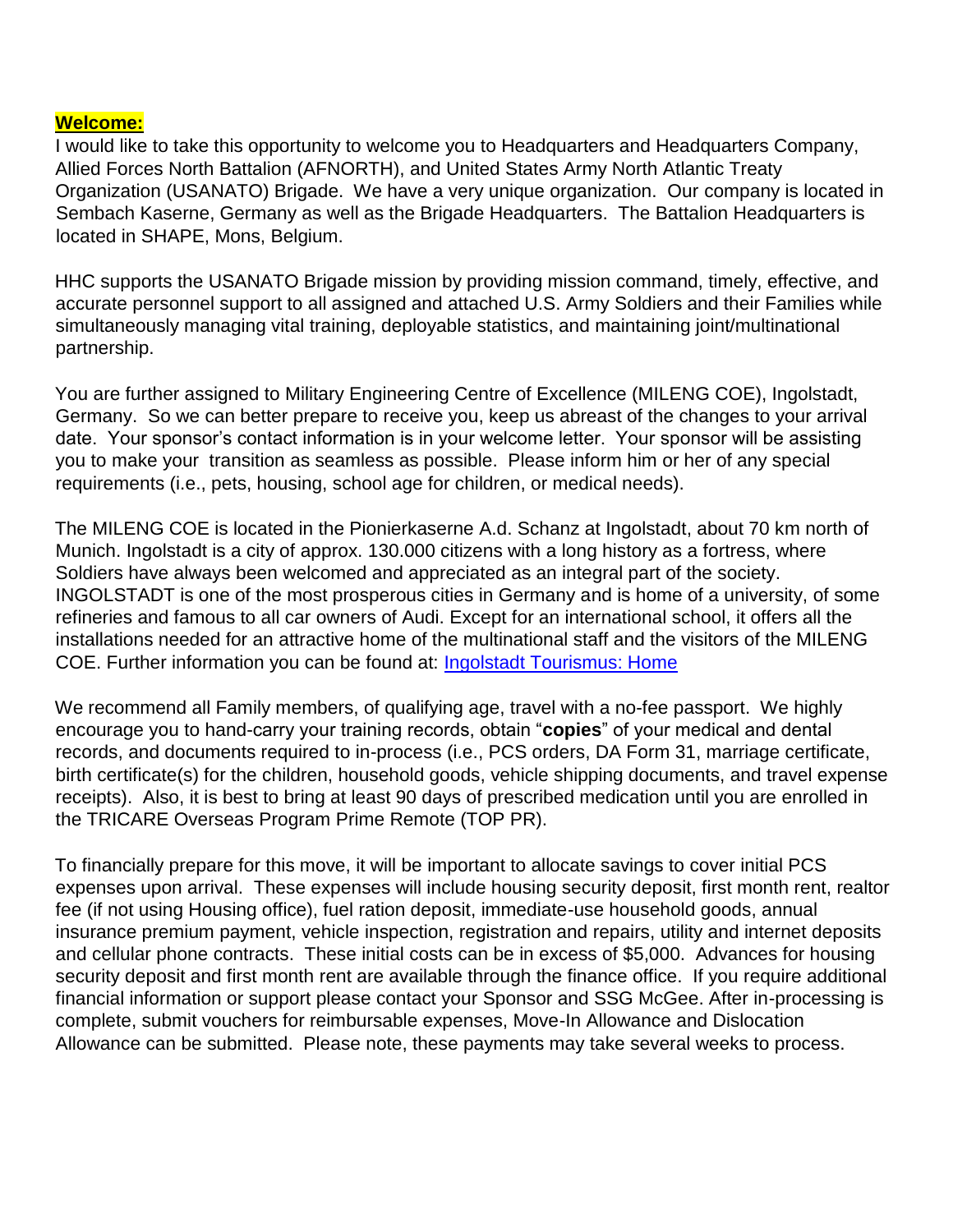**Welcome:**

I would like to take this opportunity to welcome you to Headquarters and Headquarters Company, Allied Forces North Battalion (AFNORTH), and United States Army North Atlantic Treaty Organization (USANATO) Brigade. We have a very unique organization. Our company is located in Sembach Kaserne, Germany as well as the Brigade Headquarters. The Battalion Headquarters is located in SHAPE, Mons, Belgium.

HHC supports the USANATO Brigade mission by providing mission command, timely, effective, and accurate personnel support to all assigned and attached U.S. Army Soldiers and their Families while simultaneously managing vital training, deployable statistics, and maintaining joint/multinational partnership.

You are further assigned to Military Engineering Centre of Excellence (MILENG COE), Ingolstadt, Germany. So we can better prepare to receive you, keep us abreast of the changes to your arrival date. Your sponsor's contact information is in your welcome letter. Your sponsor will be assisting you to make your transition as seamless as possible. Please inform him or her of any special requirements (i.e., pets, housing, school age for children, or medical needs).

The MILENG COE is located in the Pionierkaserne A.d. Schanz at Ingolstadt, about 70 km north of Munich. Ingolstadt is a city of approx. 130.000 citizens with a long history as a fortress, where Soldiers have always been welcomed and appreciated as an integral part of the society. INGOLSTADT is one of the most prosperous cities in Germany and is home of a university, of some refineries and famous to all car owners of Audi. Except for an international school, it offers all the installations needed for an attractive home of the multinational staff and the visitors of the MILENG COE. Further information you can be found at: [Ingolstadt Tourismus: Home]

We recommend all Family members, of qualifying age, travel with a no-fee passport. We highly encourage you to hand-carry your training records, obtain "**copies**" of your medical and dental records, and documents required to in-process (i.e., PCS orders, DA Form 31, marriage certificate, birth certificate(s) for the children, household goods, vehicle shipping documents, and travel expense receipts). Also, it is best to bring at least 90 days of prescribed medication until you are enrolled in the TRICARE Overseas Program Prime Remote (TOP PR).

To financially prepare for this move, it will be important to allocate savings to cover initial PCS expenses upon arrival. These expenses will include housing security deposit, first month rent, realtor fee (if not using Housing office), fuel ration deposit, immediate-use household goods, annual insurance premium payment, vehicle inspection, registration and repairs, utility and internet deposits and cellular phone contracts. These initial costs can be in excess of $5,000. Advances for housing security deposit and first month rent are available through the finance office. If you require additional financial information or support please contact your Sponsor and SSG McGee. After in-processing is complete, submit vouchers for reimbursable expenses, Move-In Allowance and Dislocation Allowance can be submitted. Please note, these payments may take several weeks to process.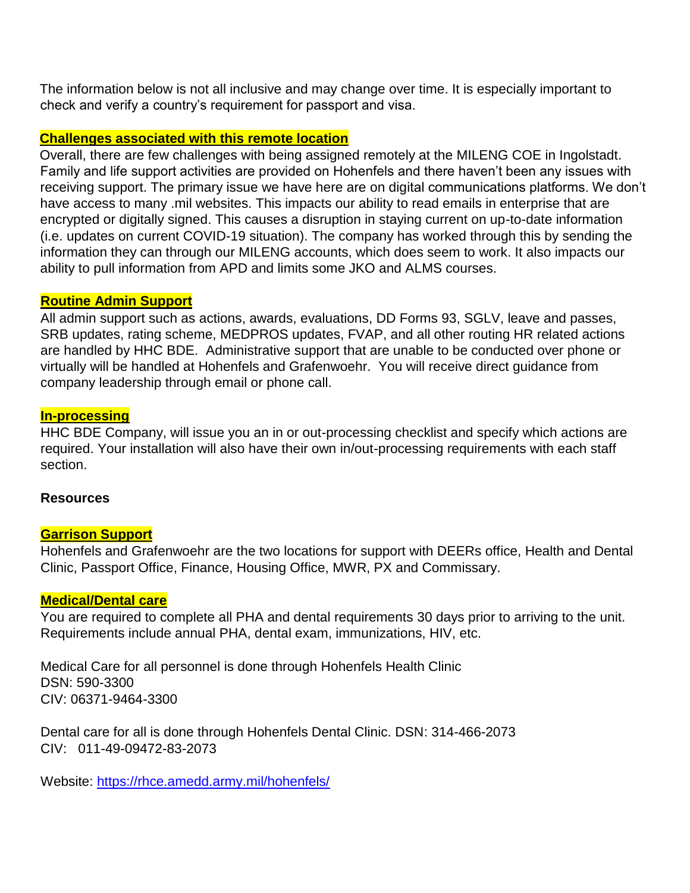The information below is not all inclusive and may change over time. It is especially important to check and verify a country's requirement for passport and visa.

**Challenges associated with this remote location**

Overall, there are few challenges with being assigned remotely at the MILENG COE in Ingolstadt. Family and life support activities are provided on Hohenfels and there haven't been any issues with receiving support. The primary issue we have here are on digital communications platforms. We don't have access to many .mil websites. This impacts our ability to read emails in enterprise that are encrypted or digitally signed. This causes a disruption in staying current on up-to-date information (i.e. updates on current COVID-19 situation). The company has worked through this by sending the information they can through our MILENG accounts, which does seem to work. It also impacts our ability to pull information from APD and limits some JKO and ALMS courses.

**Routine Admin Support**

All admin support such as actions, awards, evaluations, DD Forms 93, SGLV, leave and passes, SRB updates, rating scheme, MEDPROS updates, FVAP, and all other routing HR related actions are handled by HHC BDE. Administrative support that are unable to be conducted over phone or virtually will be handled at Hohenfels and Grafenwoehr. You will receive direct guidance from company leadership through email or phone call.

**In-processing**

HHC BDE Company, will issue you an in or out-processing checklist and specify which actions are required. Your installation will also have their own in/out-processing requirements with each staff section.

**Resources**

**Garrison Support**

Hohenfels and Grafenwoehr are the two locations for support with DEERs office, Health and Dental Clinic, Passport Office, Finance, Housing Office, MWR, PX and Commissary.

**Medical/Dental care**

You are required to complete all PHA and dental requirements 30 days prior to arriving to the unit. Requirements include annual PHA, dental exam, immunizations, HIV, etc.

Medical Care for all personnel is done through Hohenfels Health Clinic
DSN: 590-3300
CIV: 06371-9464-3300

Dental care for all is done through Hohenfels Dental Clinic. DSN: 314-466-2073
CIV: 011-49-09472-83-2073

Website: https://rhce.amedd.army.mil/hohenfels/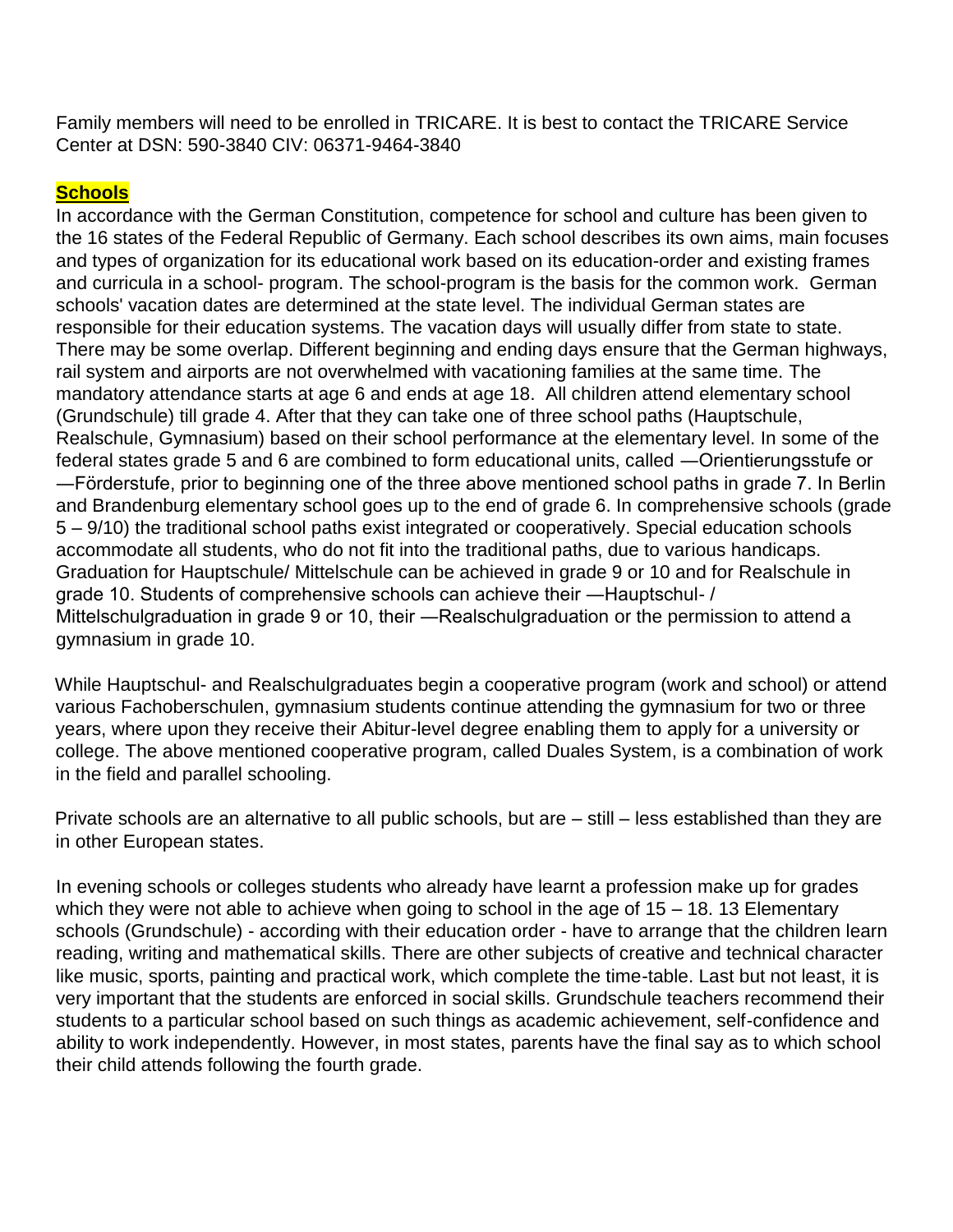Family members will need to be enrolled in TRICARE. It is best to contact the TRICARE Service Center at DSN: 590-3840 CIV: 06371-9464-3840

## Schools

In accordance with the German Constitution, competence for school and culture has been given to the 16 states of the Federal Republic of Germany. Each school describes its own aims, main focuses and types of organization for its educational work based on its education-order and existing frames and curricula in a school- program. The school-program is the basis for the common work. German schools' vacation dates are determined at the state level. The individual German states are responsible for their education systems. The vacation days will usually differ from state to state. There may be some overlap. Different beginning and ending days ensure that the German highways, rail system and airports are not overwhelmed with vacationing families at the same time. The mandatory attendance starts at age 6 and ends at age 18. All children attend elementary school (Grundschule) till grade 4. After that they can take one of three school paths (Hauptschule, Realschule, Gymnasium) based on their school performance at the elementary level. In some of the federal states grade 5 and 6 are combined to form educational units, called ―Orientierungsstufe or ―Förderstufe, prior to beginning one of the three above mentioned school paths in grade 7. In Berlin and Brandenburg elementary school goes up to the end of grade 6. In comprehensive schools (grade 5 – 9/10) the traditional school paths exist integrated or cooperatively. Special education schools accommodate all students, who do not fit into the traditional paths, due to various handicaps. Graduation for Hauptschule/ Mittelschule can be achieved in grade 9 or 10 and for Realschule in grade 10. Students of comprehensive schools can achieve their ―Hauptschul- / Mittelschulgraduation in grade 9 or 10, their ―Realschulgraduation or the permission to attend a gymnasium in grade 10.

While Hauptschul- and Realschulgraduates begin a cooperative program (work and school) or attend various Fachoberschulen, gymnasium students continue attending the gymnasium for two or three years, where upon they receive their Abitur-level degree enabling them to apply for a university or college. The above mentioned cooperative program, called Duales System, is a combination of work in the field and parallel schooling.

Private schools are an alternative to all public schools, but are – still – less established than they are in other European states.

In evening schools or colleges students who already have learnt a profession make up for grades which they were not able to achieve when going to school in the age of 15 – 18. 13 Elementary schools (Grundschule) - according with their education order - have to arrange that the children learn reading, writing and mathematical skills. There are other subjects of creative and technical character like music, sports, painting and practical work, which complete the time-table. Last but not least, it is very important that the students are enforced in social skills. Grundschule teachers recommend their students to a particular school based on such things as academic achievement, self-confidence and ability to work independently. However, in most states, parents have the final say as to which school their child attends following the fourth grade.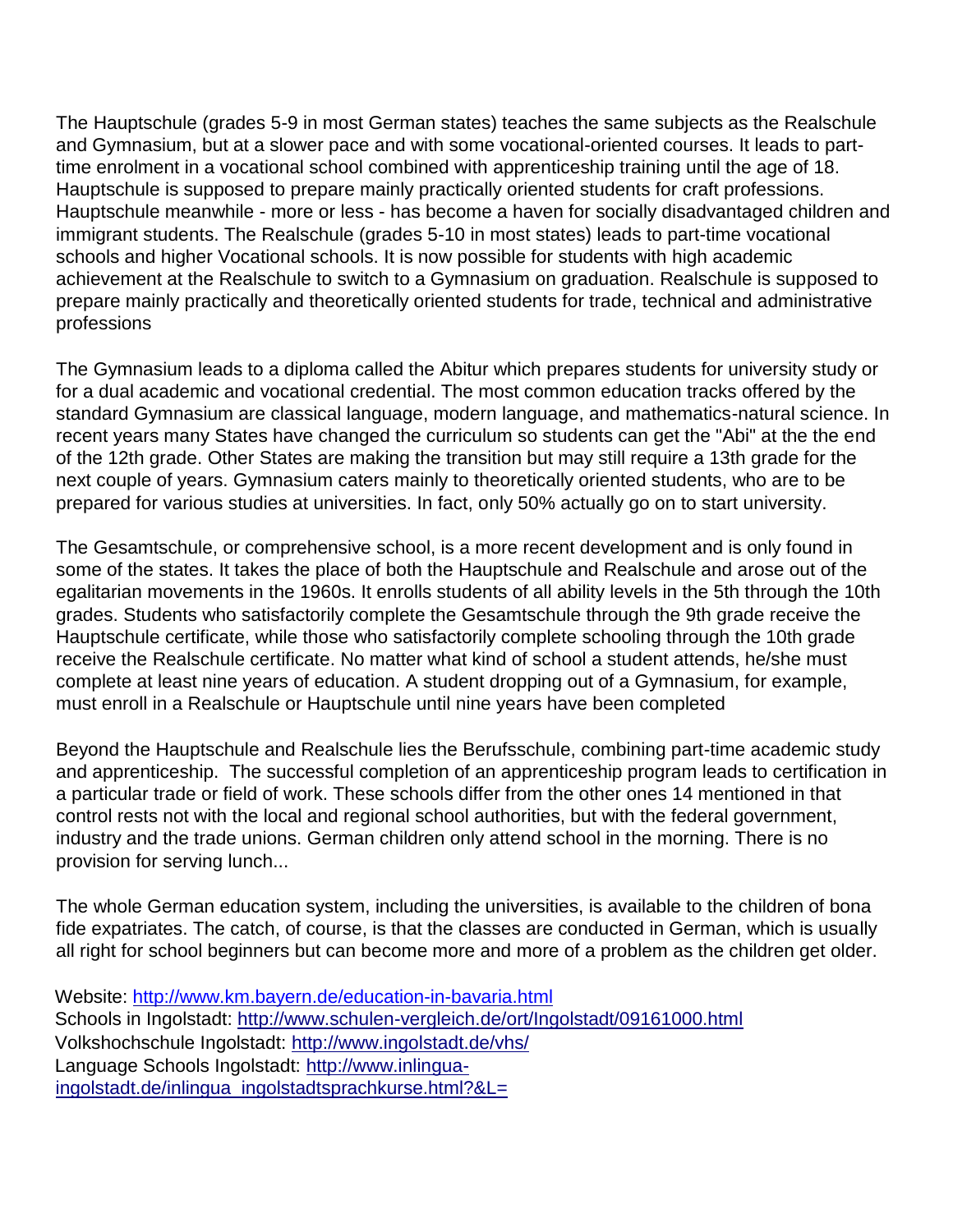The Hauptschule (grades 5-9 in most German states) teaches the same subjects as the Realschule and Gymnasium, but at a slower pace and with some vocational-oriented courses. It leads to part-time enrolment in a vocational school combined with apprenticeship training until the age of 18. Hauptschule is supposed to prepare mainly practically oriented students for craft professions. Hauptschule meanwhile - more or less - has become a haven for socially disadvantaged children and immigrant students. The Realschule (grades 5-10 in most states) leads to part-time vocational schools and higher Vocational schools. It is now possible for students with high academic achievement at the Realschule to switch to a Gymnasium on graduation. Realschule is supposed to prepare mainly practically and theoretically oriented students for trade, technical and administrative professions

The Gymnasium leads to a diploma called the Abitur which prepares students for university study or for a dual academic and vocational credential. The most common education tracks offered by the standard Gymnasium are classical language, modern language, and mathematics-natural science. In recent years many States have changed the curriculum so students can get the "Abi" at the the end of the 12th grade. Other States are making the transition but may still require a 13th grade for the next couple of years. Gymnasium caters mainly to theoretically oriented students, who are to be prepared for various studies at universities. In fact, only 50% actually go on to start university.

The Gesamtschule, or comprehensive school, is a more recent development and is only found in some of the states. It takes the place of both the Hauptschule and Realschule and arose out of the egalitarian movements in the 1960s. It enrolls students of all ability levels in the 5th through the 10th grades. Students who satisfactorily complete the Gesamtschule through the 9th grade receive the Hauptschule certificate, while those who satisfactorily complete schooling through the 10th grade receive the Realschule certificate. No matter what kind of school a student attends, he/she must complete at least nine years of education. A student dropping out of a Gymnasium, for example, must enroll in a Realschule or Hauptschule until nine years have been completed

Beyond the Hauptschule and Realschule lies the Berufsschule, combining part-time academic study and apprenticeship. The successful completion of an apprenticeship program leads to certification in a particular trade or field of work. These schools differ from the other ones 14 mentioned in that control rests not with the local and regional school authorities, but with the federal government, industry and the trade unions. German children only attend school in the morning. There is no provision for serving lunch...

The whole German education system, including the universities, is available to the children of bona fide expatriates. The catch, of course, is that the classes are conducted in German, which is usually all right for school beginners but can become more and more of a problem as the children get older.

Website: http://www.km.bayern.de/education-in-bavaria.html
Schools in Ingolstadt: http://www.schulen-vergleich.de/ort/Ingolstadt/09161000.html
Volkshochschule Ingolstadt: http://www.ingolstadt.de/vhs/
Language Schools Ingolstadt: http://www.inlingua-ingolstadt.de/inlingua_ingolstadtsprachkurse.html?&L=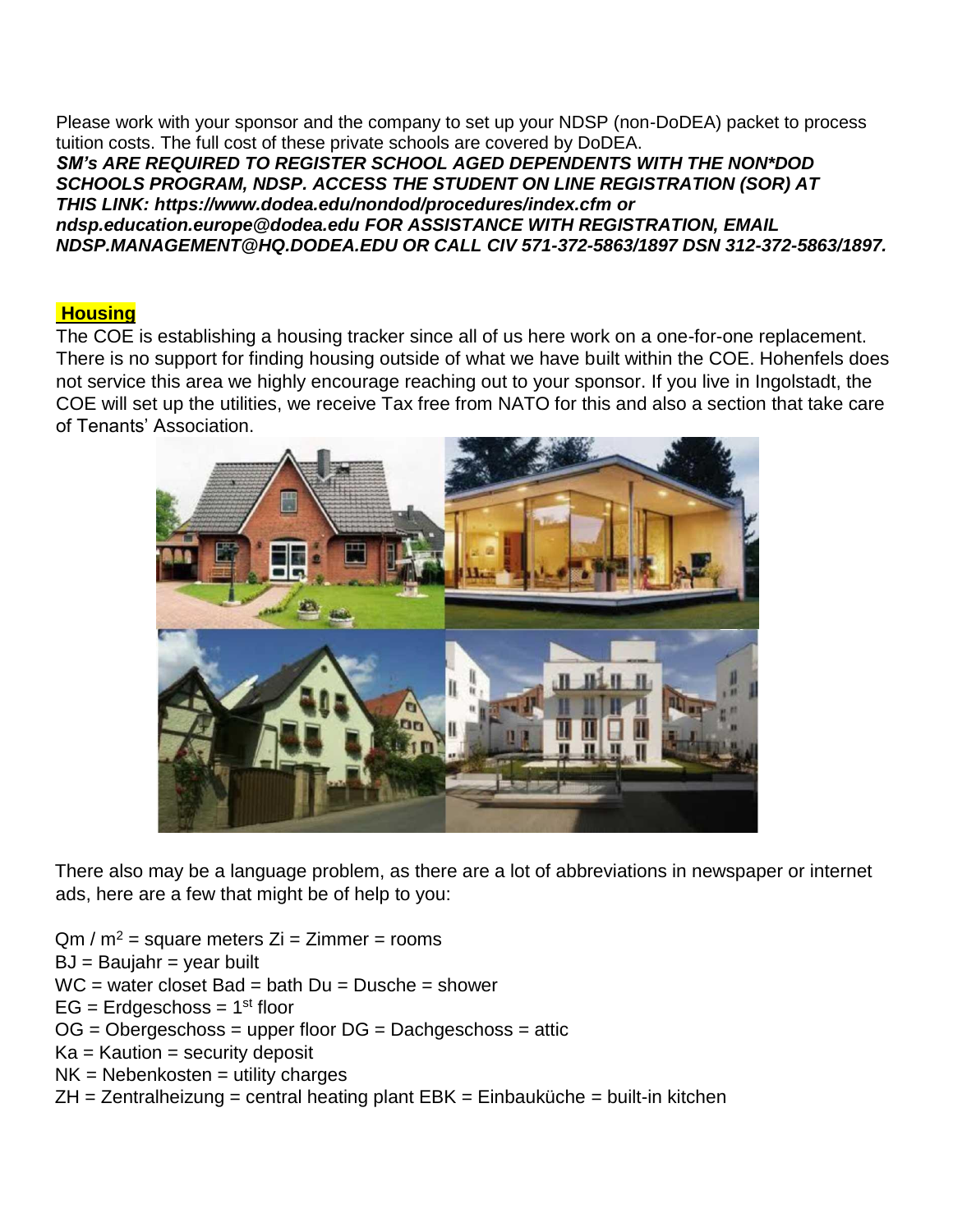Please work with your sponsor and the company to set up your NDSP (non-DoDEA) packet to process tuition costs. The full cost of these private schools are covered by DoDEA.

***SM's ARE REQUIRED TO REGISTER SCHOOL AGED DEPENDENTS WITH THE NON*DOD SCHOOLS PROGRAM, NDSP. ACCESS THE STUDENT ON LINE REGISTRATION (SOR) AT THIS LINK: https://www.dodea.edu/nondod/procedures/index.cfm or ndsp.education.europe@dodea.edu FOR ASSISTANCE WITH REGISTRATION, EMAIL NDSP.MANAGEMENT@HQ.DODEA.EDU OR CALL CIV 571-372-5863/1897 DSN 312-372-5863/1897.***

## Housing

The COE is establishing a housing tracker since all of us here work on a one-for-one replacement. There is no support for finding housing outside of what we have built within the COE. Hohenfels does not service this area we highly encourage reaching out to your sponsor. If you live in Ingolstadt, the COE will set up the utilities, we receive Tax free from NATO for this and also a section that take care of Tenants' Association.

There also may be a language problem, as there are a lot of abbreviations in newspaper or internet ads, here are a few that might be of help to you:

Qm / m² = square meters Zi = Zimmer = rooms
BJ = Baujahr = year built
WC = water closet Bad = bath Du = Dusche = shower
EG = Erdgeschoss = 1st floor
OG = Obergeschoss = upper floor DG = Dachgeschoss = attic
Ka = Kaution = security deposit
NK = Nebenkosten = utility charges
ZH = Zentralheizung = central heating plant EBK = Einbauküche = built-in kitchen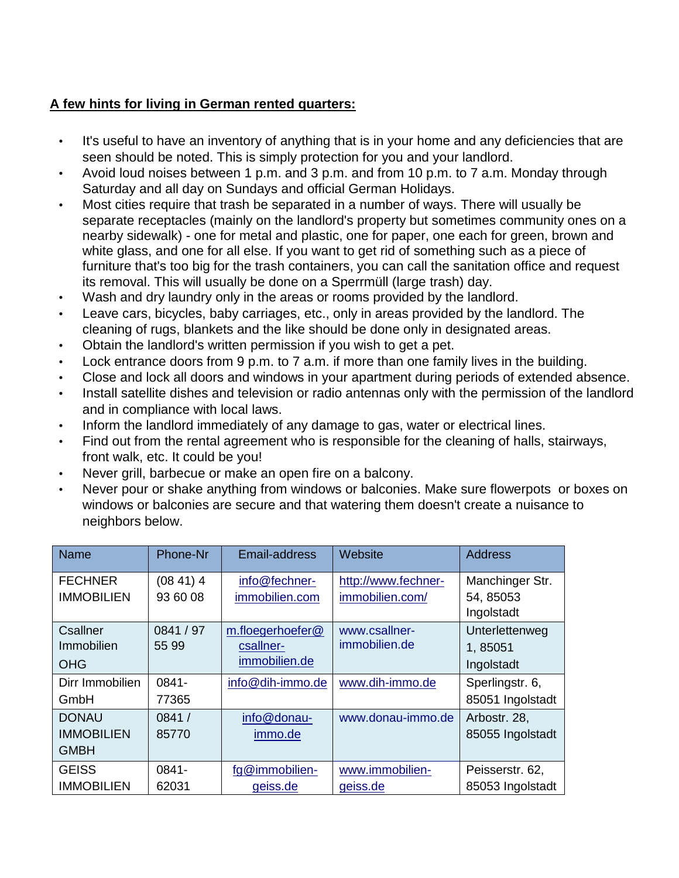**A few hints for living in German rented quarters:**

- It's useful to have an inventory of anything that is in your home and any deficiencies that are seen should be noted. This is simply protection for you and your landlord.
- Avoid loud noises between 1 p.m. and 3 p.m. and from 10 p.m. to 7 a.m. Monday through Saturday and all day on Sundays and official German Holidays.
- Most cities require that trash be separated in a number of ways. There will usually be separate receptacles (mainly on the landlord's property but sometimes community ones on a nearby sidewalk) - one for metal and plastic, one for paper, one each for green, brown and white glass, and one for all else. If you want to get rid of something such as a piece of furniture that's too big for the trash containers, you can call the sanitation office and request its removal. This will usually be done on a Sperrmüll (large trash) day.
- Wash and dry laundry only in the areas or rooms provided by the landlord.
- Leave cars, bicycles, baby carriages, etc., only in areas provided by the landlord. The cleaning of rugs, blankets and the like should be done only in designated areas.
- Obtain the landlord's written permission if you wish to get a pet.
- Lock entrance doors from 9 p.m. to 7 a.m. if more than one family lives in the building.
- Close and lock all doors and windows in your apartment during periods of extended absence.
- Install satellite dishes and television or radio antennas only with the permission of the landlord and in compliance with local laws.
- Inform the landlord immediately of any damage to gas, water or electrical lines.
- Find out from the rental agreement who is responsible for the cleaning of halls, stairways, front walk, etc. It could be you!
- Never grill, barbecue or make an open fire on a balcony.
- Never pour or shake anything from windows or balconies. Make sure flowerpots or boxes on windows or balconies are secure and that watering them doesn't create a nuisance to neighbors below.

| Name | Phone-Nr | Email-address | Website | Address |
|---|---|---|---|---|
| FECHNER IMMOBILIEN | (08 41) 4 93 60 08 | info@fechner-immobilien.com | http://www.fechner-immobilien.com/ | Manchinger Str. 54, 85053 Ingolstadt |
| Csallner Immobilien OHG | 0841 / 97 55 99 | m.floegerhoefer@csallner-immobilien.de | www.csallner-immobilien.de | Unterlettenweg 1, 85051 Ingolstadt |
| Dirr Immobilien GmbH | 0841-77365 | info@dih-immo.de | www.dih-immo.de | Sperlingstr. 6, 85051 Ingolstadt |
| DONAU IMMOBILIEN GMBH | 0841 / 85770 | info@donau-immo.de | www.donau-immo.de | Arbostr. 28, 85055 Ingolstadt |
| GEISS IMMOBILIEN | 0841-62031 | fg@immobilien-geiss.de | www.immobilien-geiss.de | Peisserstr. 62, 85053 Ingolstadt |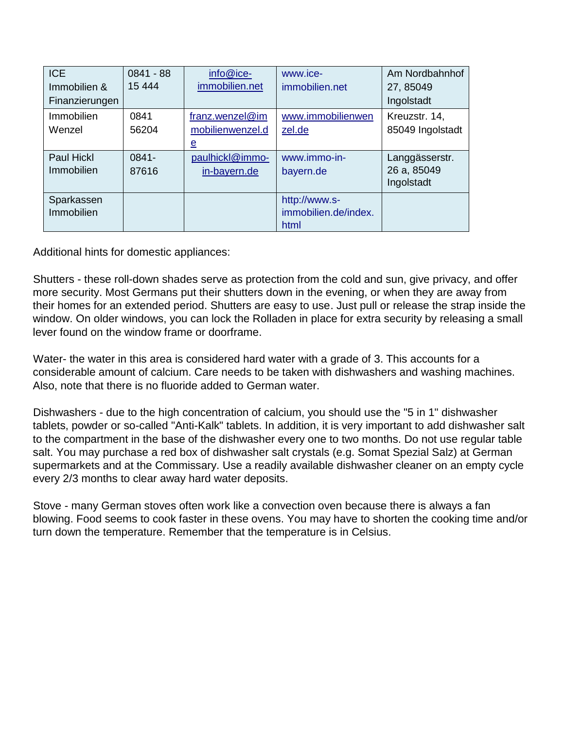| ICE Immobilien & Finanzierungen | 0841 - 88 15 444 | info@ice-immobilien.net | www.ice-immobilien.net | Am Nordbahnhof 27, 85049 Ingolstadt |
|---|---|---|---|---|
| Immobilien Wenzel | 0841 56204 | franz.wenzel@immobilienwenzel.de | www.immobilienwenzel.de | Kreuzstr. 14, 85049 Ingolstadt |
| Paul Hickl Immobilien | 0841-87616 | paulhickl@immo-in-bayern.de | www.immo-in-bayern.de | Langgässerstr. 26 a, 85049 Ingolstadt |
| Sparkassen Immobilien | | | http://www.s-immobilien.de/index.html | |

Additional hints for domestic appliances:

Shutters - these roll-down shades serve as protection from the cold and sun, give privacy, and offer more security. Most Germans put their shutters down in the evening, or when they are away from their homes for an extended period. Shutters are easy to use. Just pull or release the strap inside the window. On older windows, you can lock the Rolladen in place for extra security by releasing a small lever found on the window frame or doorframe.

Water- the water in this area is considered hard water with a grade of 3. This accounts for a considerable amount of calcium. Care needs to be taken with dishwashers and washing machines. Also, note that there is no fluoride added to German water.

Dishwashers - due to the high concentration of calcium, you should use the "5 in 1" dishwasher tablets, powder or so-called "Anti-Kalk" tablets. In addition, it is very important to add dishwasher salt to the compartment in the base of the dishwasher every one to two months. Do not use regular table salt. You may purchase a red box of dishwasher salt crystals (e.g. Somat Spezial Salz) at German supermarkets and at the Commissary. Use a readily available dishwasher cleaner on an empty cycle every 2/3 months to clear away hard water deposits.

Stove - many German stoves often work like a convection oven because there is always a fan blowing. Food seems to cook faster in these ovens. You may have to shorten the cooking time and/or turn down the temperature. Remember that the temperature is in Celsius.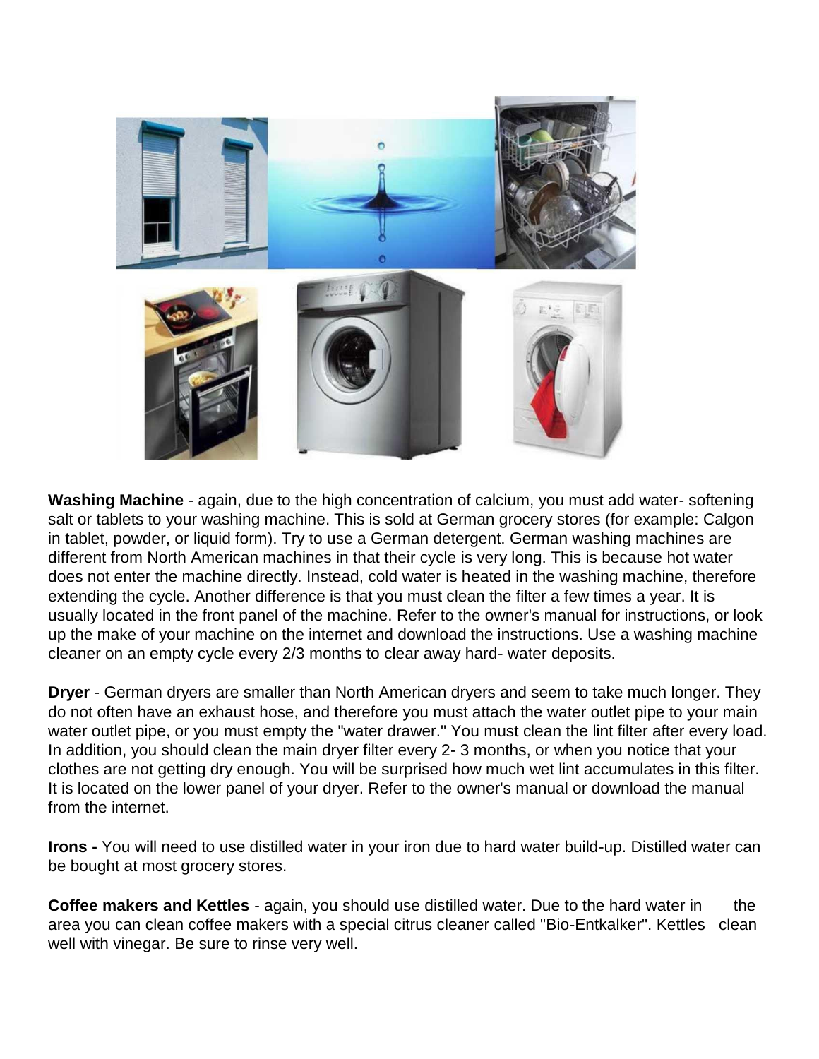**Washing Machine** - again, due to the high concentration of calcium, you must add water- softening salt or tablets to your washing machine. This is sold at German grocery stores (for example: Calgon in tablet, powder, or liquid form). Try to use a German detergent. German washing machines are different from North American machines in that their cycle is very long. This is because hot water does not enter the machine directly. Instead, cold water is heated in the washing machine, therefore extending the cycle. Another difference is that you must clean the filter a few times a year. It is usually located in the front panel of the machine. Refer to the owner's manual for instructions, or look up the make of your machine on the internet and download the instructions. Use a washing machine cleaner on an empty cycle every 2/3 months to clear away hard- water deposits.

**Dryer** - German dryers are smaller than North American dryers and seem to take much longer. They do not often have an exhaust hose, and therefore you must attach the water outlet pipe to your main water outlet pipe, or you must empty the "water drawer." You must clean the lint filter after every load. In addition, you should clean the main dryer filter every 2- 3 months, or when you notice that your clothes are not getting dry enough. You will be surprised how much wet lint accumulates in this filter. It is located on the lower panel of your dryer. Refer to the owner's manual or download the manual from the internet.

**Irons -** You will need to use distilled water in your iron due to hard water build-up. Distilled water can be bought at most grocery stores.

**Coffee makers and Kettles** - again, you should use distilled water. Due to the hard water in the area you can clean coffee makers with a special citrus cleaner called "Bio-Entkalker". Kettles clean well with vinegar. Be sure to rinse very well.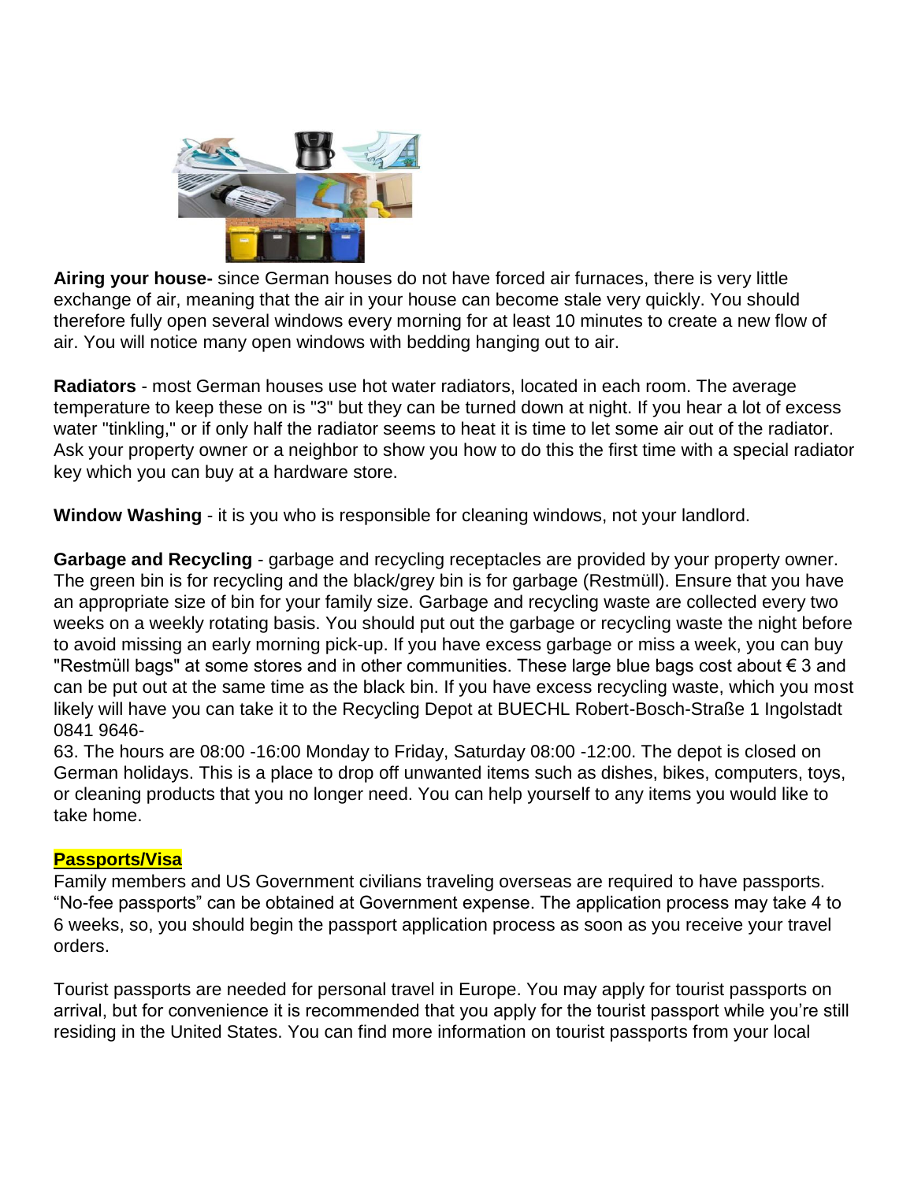**Airing your house-** since German houses do not have forced air furnaces, there is very little exchange of air, meaning that the air in your house can become stale very quickly. You should therefore fully open several windows every morning for at least 10 minutes to create a new flow of air. You will notice many open windows with bedding hanging out to air.

**Radiators** - most German houses use hot water radiators, located in each room. The average temperature to keep these on is "3" but they can be turned down at night. If you hear a lot of excess water "tinkling," or if only half the radiator seems to heat it is time to let some air out of the radiator. Ask your property owner or a neighbor to show you how to do this the first time with a special radiator key which you can buy at a hardware store.

**Window Washing** - it is you who is responsible for cleaning windows, not your landlord.

**Garbage and Recycling** - garbage and recycling receptacles are provided by your property owner. The green bin is for recycling and the black/grey bin is for garbage (Restmüll). Ensure that you have an appropriate size of bin for your family size. Garbage and recycling waste are collected every two weeks on a weekly rotating basis. You should put out the garbage or recycling waste the night before to avoid missing an early morning pick-up. If you have excess garbage or miss a week, you can buy "Restmüll bags" at some stores and in other communities. These large blue bags cost about € 3 and can be put out at the same time as the black bin. If you have excess recycling waste, which you most likely will have you can take it to the Recycling Depot at BUECHL Robert-Bosch-Straße 1 Ingolstadt 0841 9646-
63. The hours are 08:00 -16:00 Monday to Friday, Saturday 08:00 -12:00. The depot is closed on German holidays. This is a place to drop off unwanted items such as dishes, bikes, computers, toys, or cleaning products that you no longer need. You can help yourself to any items you would like to take home.

## Passports/Visa

Family members and US Government civilians traveling overseas are required to have passports. "No-fee passports" can be obtained at Government expense. The application process may take 4 to 6 weeks, so, you should begin the passport application process as soon as you receive your travel orders.

Tourist passports are needed for personal travel in Europe. You may apply for tourist passports on arrival, but for convenience it is recommended that you apply for the tourist passport while you're still residing in the United States. You can find more information on tourist passports from your local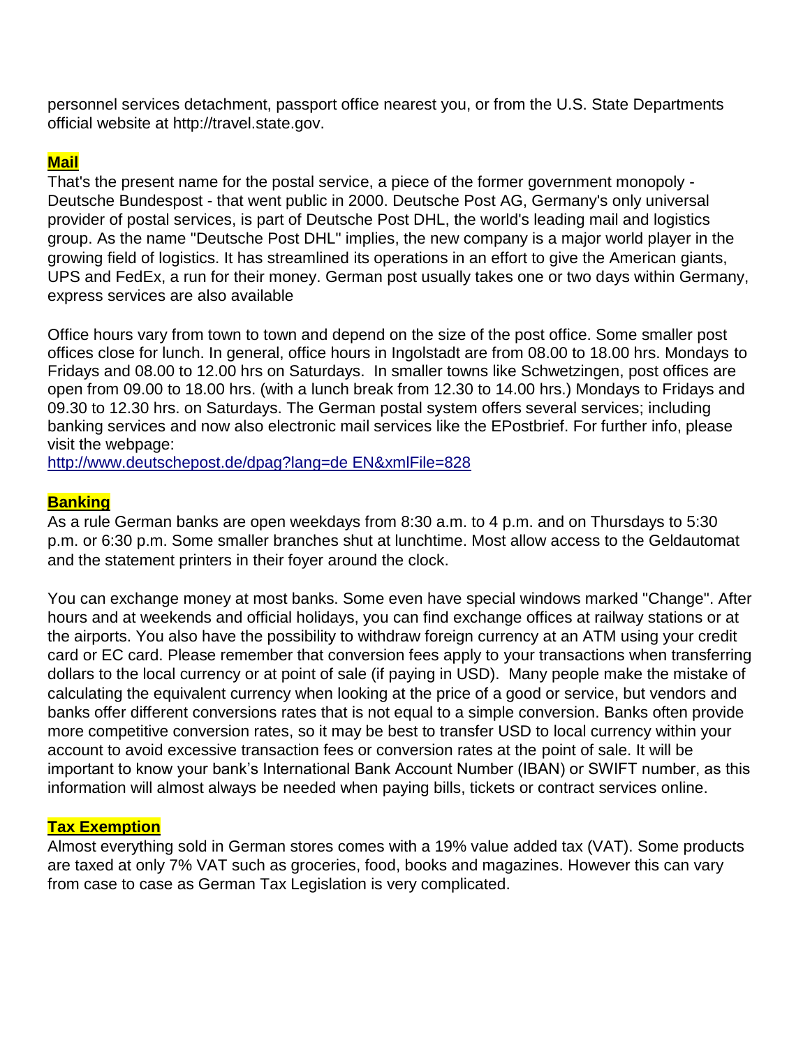personnel services detachment, passport office nearest you, or from the U.S. State Departments official website at http://travel.state.gov.

## Mail

That's the present name for the postal service, a piece of the former government monopoly - Deutsche Bundespost - that went public in 2000. Deutsche Post AG, Germany's only universal provider of postal services, is part of Deutsche Post DHL, the world's leading mail and logistics group. As the name "Deutsche Post DHL" implies, the new company is a major world player in the growing field of logistics. It has streamlined its operations in an effort to give the American giants, UPS and FedEx, a run for their money. German post usually takes one or two days within Germany, express services are also available

Office hours vary from town to town and depend on the size of the post office. Some smaller post offices close for lunch. In general, office hours in Ingolstadt are from 08.00 to 18.00 hrs. Mondays to Fridays and 08.00 to 12.00 hrs on Saturdays. In smaller towns like Schwetzingen, post offices are open from 09.00 to 18.00 hrs. (with a lunch break from 12.30 to 14.00 hrs.) Mondays to Fridays and 09.30 to 12.30 hrs. on Saturdays. The German postal system offers several services; including banking services and now also electronic mail services like the EPostbrief. For further info, please visit the webpage:
http://www.deutschepost.de/dpag?lang=de EN&xmlFile=828

## Banking

As a rule German banks are open weekdays from 8:30 a.m. to 4 p.m. and on Thursdays to 5:30 p.m. or 6:30 p.m. Some smaller branches shut at lunchtime. Most allow access to the Geldautomat and the statement printers in their foyer around the clock.

You can exchange money at most banks. Some even have special windows marked "Change". After hours and at weekends and official holidays, you can find exchange offices at railway stations or at the airports. You also have the possibility to withdraw foreign currency at an ATM using your credit card or EC card. Please remember that conversion fees apply to your transactions when transferring dollars to the local currency or at point of sale (if paying in USD). Many people make the mistake of calculating the equivalent currency when looking at the price of a good or service, but vendors and banks offer different conversions rates that is not equal to a simple conversion. Banks often provide more competitive conversion rates, so it may be best to transfer USD to local currency within your account to avoid excessive transaction fees or conversion rates at the point of sale. It will be important to know your bank's International Bank Account Number (IBAN) or SWIFT number, as this information will almost always be needed when paying bills, tickets or contract services online.

## Tax Exemption

Almost everything sold in German stores comes with a 19% value added tax (VAT). Some products are taxed at only 7% VAT such as groceries, food, books and magazines. However this can vary from case to case as German Tax Legislation is very complicated.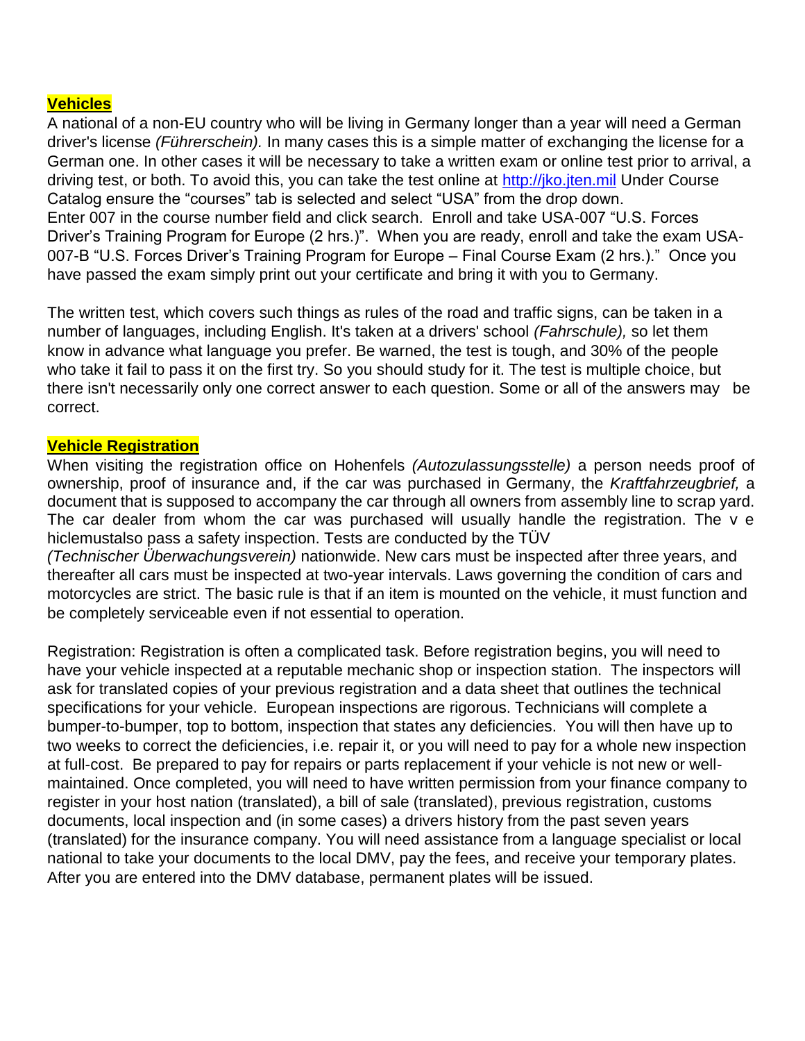## **Vehicles**

A national of a non-EU country who will be living in Germany longer than a year will need a German driver's license *(Führerschein).* In many cases this is a simple matter of exchanging the license for a German one. In other cases it will be necessary to take a written exam or online test prior to arrival, a driving test, or both. To avoid this, you can take the test online at http://jko.jten.mil Under Course Catalog ensure the "courses" tab is selected and select "USA" from the drop down.
Enter 007 in the course number field and click search. Enroll and take USA-007 "U.S. Forces Driver's Training Program for Europe (2 hrs.)". When you are ready, enroll and take the exam USA-007-B "U.S. Forces Driver's Training Program for Europe – Final Course Exam (2 hrs.)." Once you have passed the exam simply print out your certificate and bring it with you to Germany.

The written test, which covers such things as rules of the road and traffic signs, can be taken in a number of languages, including English. It's taken at a drivers' school *(Fahrschule),* so let them know in advance what language you prefer. Be warned, the test is tough, and 30% of the people who take it fail to pass it on the first try. So you should study for it. The test is multiple choice, but there isn't necessarily only one correct answer to each question. Some or all of the answers may be correct.

## **Vehicle Registration**

When visiting the registration office on Hohenfels *(Autozulassungsstelle)* a person needs proof of ownership, proof of insurance and, if the car was purchased in Germany, the *Kraftfahrzeugbrief,* a document that is supposed to accompany the car through all owners from assembly line to scrap yard. The car dealer from whom the car was purchased will usually handle the registration. The v e hiclemustalso pass a safety inspection. Tests are conducted by the TÜV *(Technischer Überwachungsverein)* nationwide. New cars must be inspected after three years, and thereafter all cars must be inspected at two-year intervals. Laws governing the condition of cars and motorcycles are strict. The basic rule is that if an item is mounted on the vehicle, it must function and be completely serviceable even if not essential to operation.

Registration: Registration is often a complicated task. Before registration begins, you will need to have your vehicle inspected at a reputable mechanic shop or inspection station. The inspectors will ask for translated copies of your previous registration and a data sheet that outlines the technical specifications for your vehicle. European inspections are rigorous. Technicians will complete a bumper-to-bumper, top to bottom, inspection that states any deficiencies. You will then have up to two weeks to correct the deficiencies, i.e. repair it, or you will need to pay for a whole new inspection at full-cost. Be prepared to pay for repairs or parts replacement if your vehicle is not new or well-maintained. Once completed, you will need to have written permission from your finance company to register in your host nation (translated), a bill of sale (translated), previous registration, customs documents, local inspection and (in some cases) a drivers history from the past seven years (translated) for the insurance company. You will need assistance from a language specialist or local national to take your documents to the local DMV, pay the fees, and receive your temporary plates. After you are entered into the DMV database, permanent plates will be issued.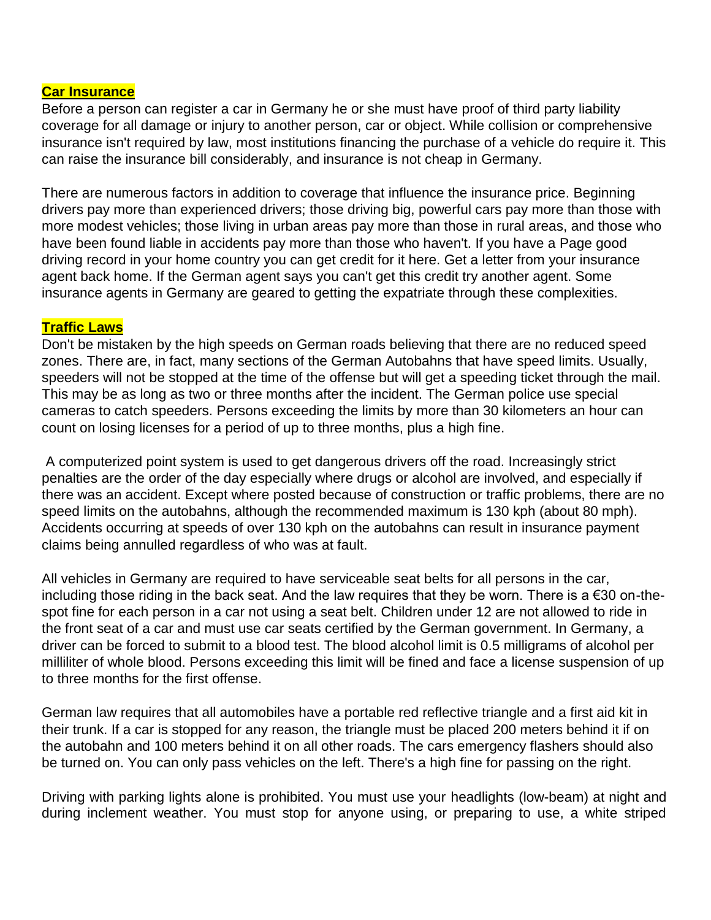## Car Insurance

Before a person can register a car in Germany he or she must have proof of third party liability coverage for all damage or injury to another person, car or object. While collision or comprehensive insurance isn't required by law, most institutions financing the purchase of a vehicle do require it. This can raise the insurance bill considerably, and insurance is not cheap in Germany.

There are numerous factors in addition to coverage that influence the insurance price. Beginning drivers pay more than experienced drivers; those driving big, powerful cars pay more than those with more modest vehicles; those living in urban areas pay more than those in rural areas, and those who have been found liable in accidents pay more than those who haven't. If you have a Page good driving record in your home country you can get credit for it here. Get a letter from your insurance agent back home. If the German agent says you can't get this credit try another agent. Some insurance agents in Germany are geared to getting the expatriate through these complexities.

## Traffic Laws

Don't be mistaken by the high speeds on German roads believing that there are no reduced speed zones. There are, in fact, many sections of the German Autobahns that have speed limits. Usually, speeders will not be stopped at the time of the offense but will get a speeding ticket through the mail. This may be as long as two or three months after the incident. The German police use special cameras to catch speeders. Persons exceeding the limits by more than 30 kilometers an hour can count on losing licenses for a period of up to three months, plus a high fine.

A computerized point system is used to get dangerous drivers off the road. Increasingly strict penalties are the order of the day especially where drugs or alcohol are involved, and especially if there was an accident. Except where posted because of construction or traffic problems, there are no speed limits on the autobahns, although the recommended maximum is 130 kph (about 80 mph). Accidents occurring at speeds of over 130 kph on the autobahns can result in insurance payment claims being annulled regardless of who was at fault.

All vehicles in Germany are required to have serviceable seat belts for all persons in the car, including those riding in the back seat. And the law requires that they be worn. There is a €30 on-the-spot fine for each person in a car not using a seat belt. Children under 12 are not allowed to ride in the front seat of a car and must use car seats certified by the German government. In Germany, a driver can be forced to submit to a blood test. The blood alcohol limit is 0.5 milligrams of alcohol per milliliter of whole blood. Persons exceeding this limit will be fined and face a license suspension of up to three months for the first offense.

German law requires that all automobiles have a portable red reflective triangle and a first aid kit in their trunk. If a car is stopped for any reason, the triangle must be placed 200 meters behind it if on the autobahn and 100 meters behind it on all other roads. The cars emergency flashers should also be turned on. You can only pass vehicles on the left. There's a high fine for passing on the right.

Driving with parking lights alone is prohibited. You must use your headlights (low-beam) at night and during inclement weather. You must stop for anyone using, or preparing to use, a white striped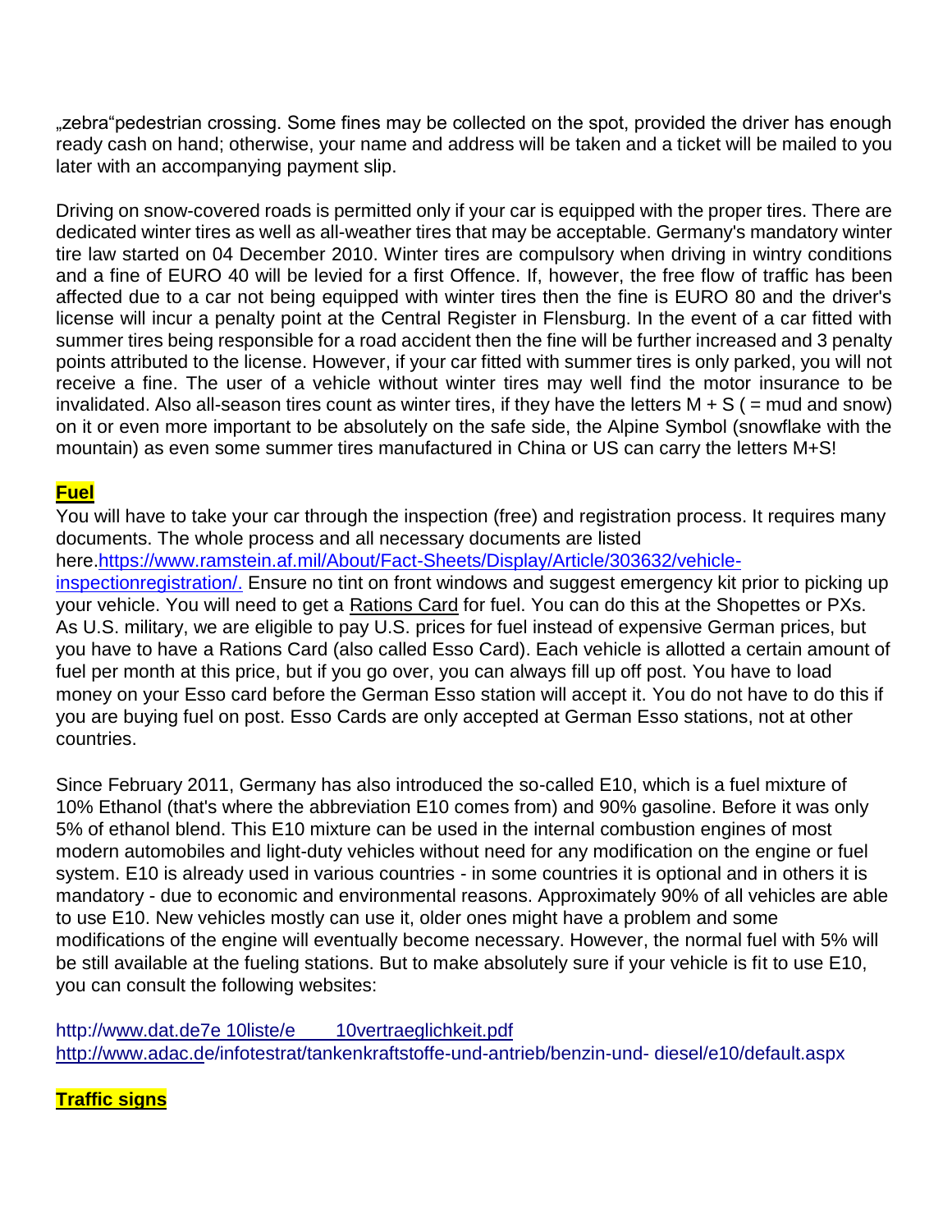„zebra"pedestrian crossing. Some fines may be collected on the spot, provided the driver has enough ready cash on hand; otherwise, your name and address will be taken and a ticket will be mailed to you later with an accompanying payment slip.

Driving on snow-covered roads is permitted only if your car is equipped with the proper tires. There are dedicated winter tires as well as all-weather tires that may be acceptable. Germany's mandatory winter tire law started on 04 December 2010. Winter tires are compulsory when driving in wintry conditions and a fine of EURO 40 will be levied for a first Offence. If, however, the free flow of traffic has been affected due to a car not being equipped with winter tires then the fine is EURO 80 and the driver's license will incur a penalty point at the Central Register in Flensburg. In the event of a car fitted with summer tires being responsible for a road accident then the fine will be further increased and 3 penalty points attributed to the license. However, if your car fitted with summer tires is only parked, you will not receive a fine. The user of a vehicle without winter tires may well find the motor insurance to be invalidated. Also all-season tires count as winter tires, if they have the letters M + S ( = mud and snow) on it or even more important to be absolutely on the safe side, the Alpine Symbol (snowflake with the mountain) as even some summer tires manufactured in China or US can carry the letters M+S!

## **Fuel**

You will have to take your car through the inspection (free) and registration process. It requires many documents. The whole process and all necessary documents are listed here.https://www.ramstein.af.mil/About/Fact-Sheets/Display/Article/303632/vehicle-inspectionregistration/. Ensure no tint on front windows and suggest emergency kit prior to picking up your vehicle. You will need to get a Rations Card for fuel. You can do this at the Shopettes or PXs. As U.S. military, we are eligible to pay U.S. prices for fuel instead of expensive German prices, but you have to have a Rations Card (also called Esso Card). Each vehicle is allotted a certain amount of fuel per month at this price, but if you go over, you can always fill up off post. You have to load money on your Esso card before the German Esso station will accept it. You do not have to do this if you are buying fuel on post. Esso Cards are only accepted at German Esso stations, not at other countries.

Since February 2011, Germany has also introduced the so-called E10, which is a fuel mixture of 10% Ethanol (that's where the abbreviation E10 comes from) and 90% gasoline. Before it was only 5% of ethanol blend. This E10 mixture can be used in the internal combustion engines of most modern automobiles and light-duty vehicles without need for any modification on the engine or fuel system. E10 is already used in various countries - in some countries it is optional and in others it is mandatory - due to economic and environmental reasons. Approximately 90% of all vehicles are able to use E10. New vehicles mostly can use it, older ones might have a problem and some modifications of the engine will eventually become necessary. However, the normal fuel with 5% will be still available at the fueling stations. But to make absolutely sure if your vehicle is fit to use E10, you can consult the following websites:

http://www.dat.de7e 10liste/e 10vertraeglichkeit.pdf
http://www.adac.de/infotestrat/tankenkraftstoffe-und-antrieb/benzin-und- diesel/e10/default.aspx

## **Traffic signs**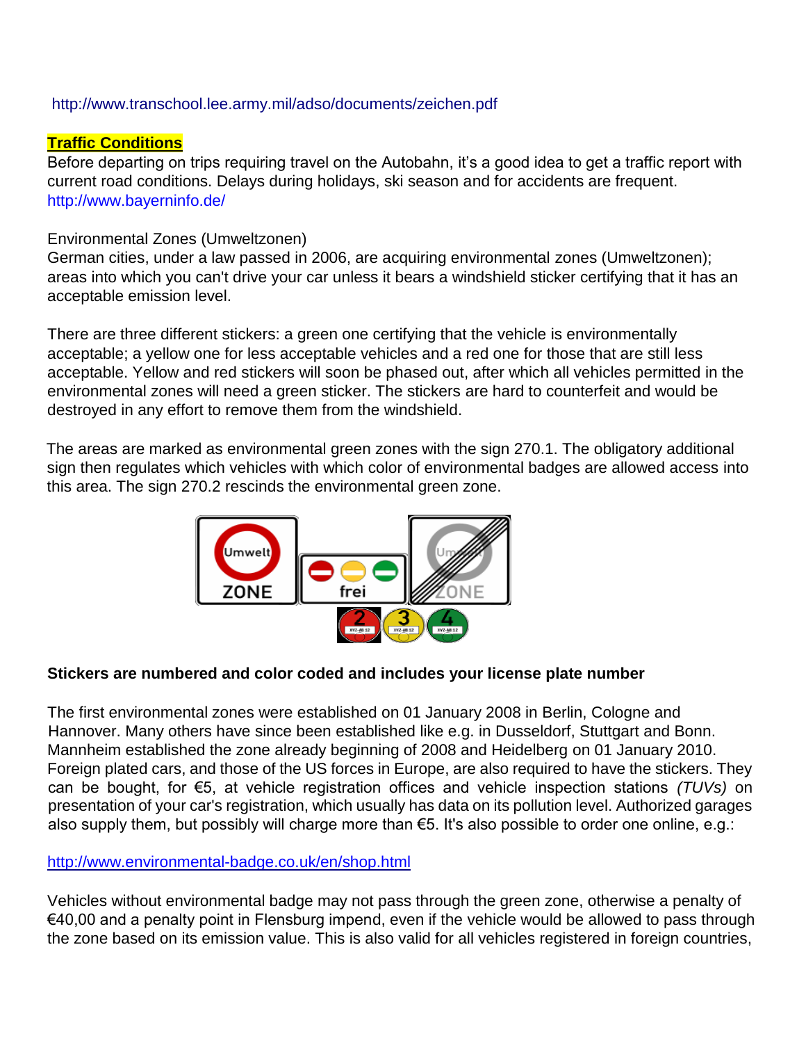http://www.transchool.lee.army.mil/adso/documents/zeichen.pdf

**Traffic Conditions**

Before departing on trips requiring travel on the Autobahn, it's a good idea to get a traffic report with current road conditions. Delays during holidays, ski season and for accidents are frequent.
http://www.bayerninfo.de/

Environmental Zones (Umweltzonen)

German cities, under a law passed in 2006, are acquiring environmental zones (Umweltzonen); areas into which you can't drive your car unless it bears a windshield sticker certifying that it has an acceptable emission level.

There are three different stickers: a green one certifying that the vehicle is environmentally acceptable; a yellow one for less acceptable vehicles and a red one for those that are still less acceptable. Yellow and red stickers will soon be phased out, after which all vehicles permitted in the environmental zones will need a green sticker. The stickers are hard to counterfeit and would be destroyed in any effort to remove them from the windshield.

The areas are marked as environmental green zones with the sign 270.1. The obligatory additional sign then regulates which vehicles with which color of environmental badges are allowed access into this area. The sign 270.2 rescinds the environmental green zone.

**Stickers are numbered and color coded and includes your license plate number**

The first environmental zones were established on 01 January 2008 in Berlin, Cologne and Hannover. Many others have since been established like e.g. in Dusseldorf, Stuttgart and Bonn. Mannheim established the zone already beginning of 2008 and Heidelberg on 01 January 2010. Foreign plated cars, and those of the US forces in Europe, are also required to have the stickers. They can be bought, for €5, at vehicle registration offices and vehicle inspection stations *(TUVs)* on presentation of your car's registration, which usually has data on its pollution level. Authorized garages also supply them, but possibly will charge more than €5. It's also possible to order one online, e.g.:

http://www.environmental-badge.co.uk/en/shop.html

Vehicles without environmental badge may not pass through the green zone, otherwise a penalty of €40,00 and a penalty point in Flensburg impend, even if the vehicle would be allowed to pass through the zone based on its emission value. This is also valid for all vehicles registered in foreign countries,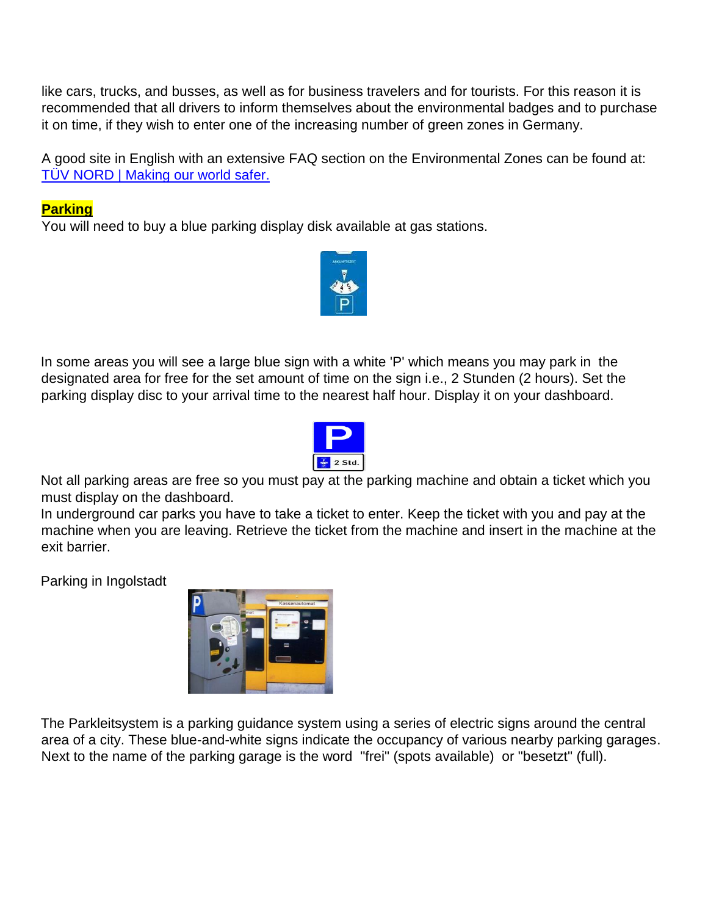like cars, trucks, and busses, as well as for business travelers and for tourists. For this reason it is recommended that all drivers to inform themselves about the environmental badges and to purchase it on time, if they wish to enter one of the increasing number of green zones in Germany.

A good site in English with an extensive FAQ section on the Environmental Zones can be found at: [TÜV NORD | Making our world safer.]

## Parking

You will need to buy a blue parking display disk available at gas stations.

In some areas you will see a large blue sign with a white 'P' which means you may park in the designated area for free for the set amount of time on the sign i.e., 2 Stunden (2 hours). Set the parking display disc to your arrival time to the nearest half hour. Display it on your dashboard.

Not all parking areas are free so you must pay at the parking machine and obtain a ticket which you must display on the dashboard.

In underground car parks you have to take a ticket to enter. Keep the ticket with you and pay at the machine when you are leaving. Retrieve the ticket from the machine and insert in the machine at the exit barrier.

Parking in Ingolstadt

The Parkleitsystem is a parking guidance system using a series of electric signs around the central area of a city. These blue-and-white signs indicate the occupancy of various nearby parking garages. Next to the name of the parking garage is the word "frei" (spots available) or "besetzt" (full).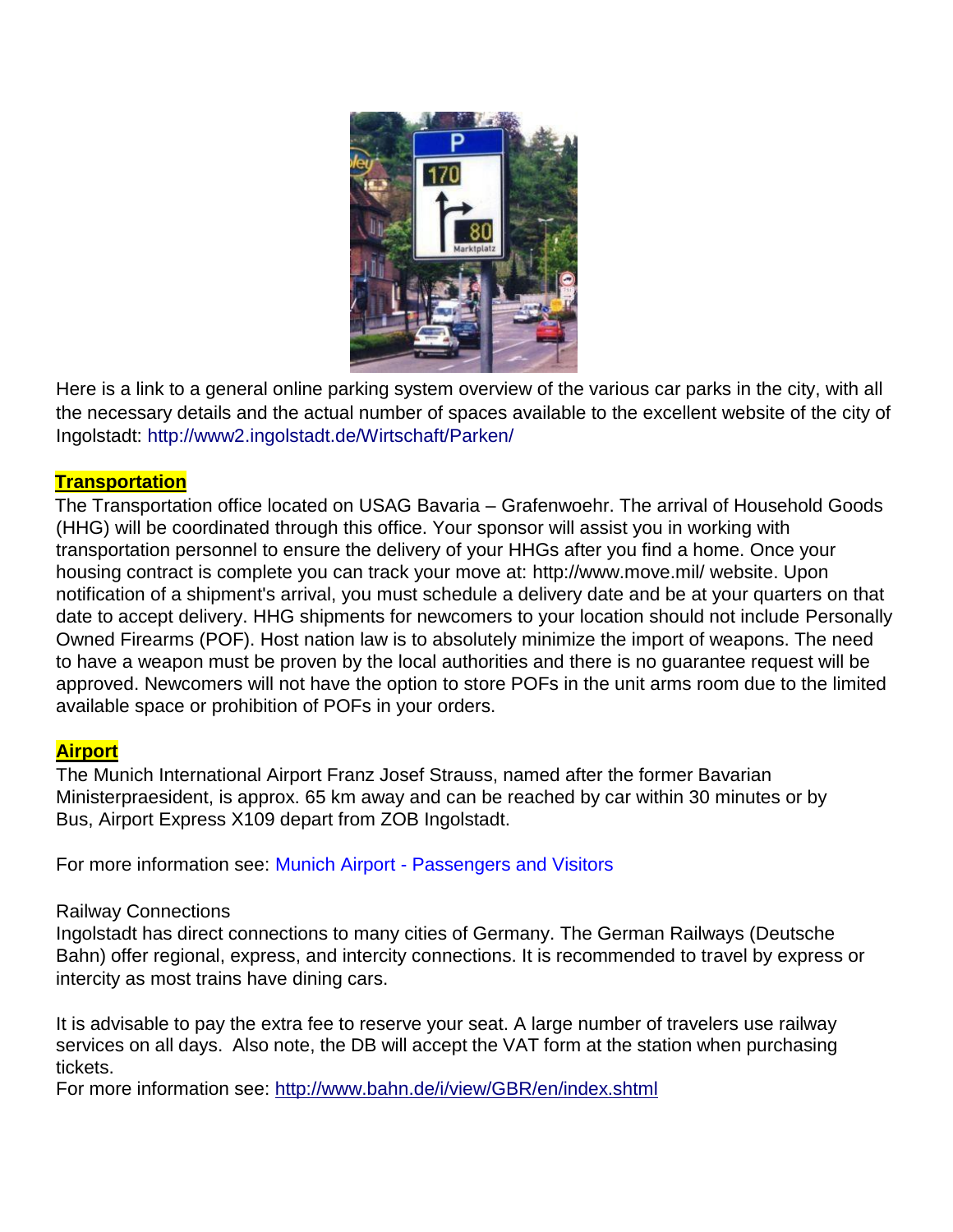Here is a link to a general online parking system overview of the various car parks in the city, with all the necessary details and the actual number of spaces available to the excellent website of the city of Ingolstadt: http://www2.ingolstadt.de/Wirtschaft/Parken/

## Transportation

The Transportation office located on USAG Bavaria – Grafenwoehr. The arrival of Household Goods (HHG) will be coordinated through this office. Your sponsor will assist you in working with transportation personnel to ensure the delivery of your HHGs after you find a home. Once your housing contract is complete you can track your move at: http://www.move.mil/ website. Upon notification of a shipment's arrival, you must schedule a delivery date and be at your quarters on that date to accept delivery. HHG shipments for newcomers to your location should not include Personally Owned Firearms (POF). Host nation law is to absolutely minimize the import of weapons. The need to have a weapon must be proven by the local authorities and there is no guarantee request will be approved. Newcomers will not have the option to store POFs in the unit arms room due to the limited available space or prohibition of POFs in your orders.

## Airport

The Munich International Airport Franz Josef Strauss, named after the former Bavarian Ministerpraesident, is approx. 65 km away and can be reached by car within 30 minutes or by Bus, Airport Express X109 depart from ZOB Ingolstadt.

For more information see: Munich Airport - Passengers and Visitors

Railway Connections

Ingolstadt has direct connections to many cities of Germany. The German Railways (Deutsche Bahn) offer regional, express, and intercity connections. It is recommended to travel by express or intercity as most trains have dining cars.

It is advisable to pay the extra fee to reserve your seat. A large number of travelers use railway services on all days. Also note, the DB will accept the VAT form at the station when purchasing tickets.
For more information see: http://www.bahn.de/i/view/GBR/en/index.shtml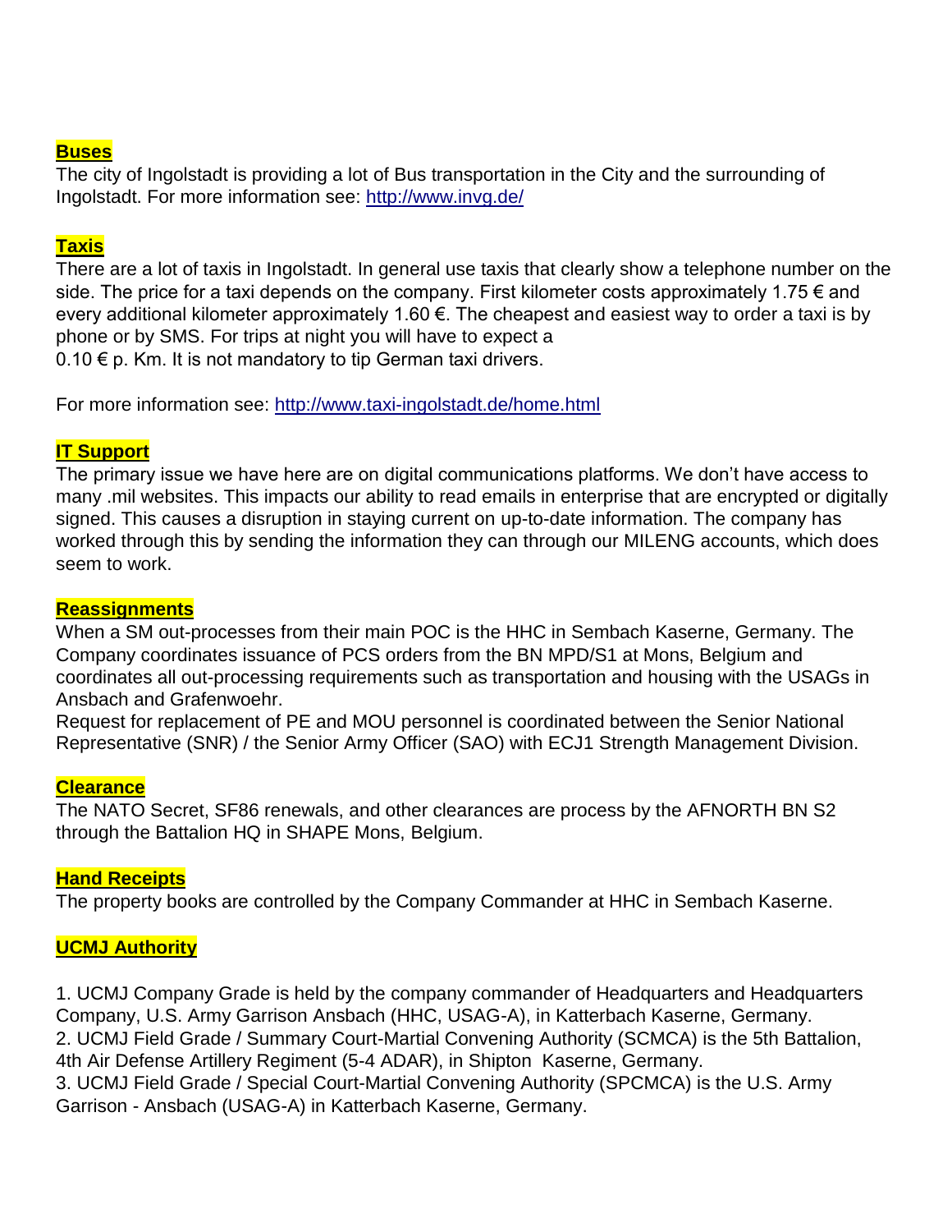## Buses

The city of Ingolstadt is providing a lot of Bus transportation in the City and the surrounding of Ingolstadt. For more information see: [http://www.invg.de/](http://www.invg.de/)

## Taxis

There are a lot of taxis in Ingolstadt. In general use taxis that clearly show a telephone number on the side. The price for a taxi depends on the company. First kilometer costs approximately 1.75 € and every additional kilometer approximately 1.60 €. The cheapest and easiest way to order a taxi is by phone or by SMS. For trips at night you will have to expect a
0.10 € p. Km. It is not mandatory to tip German taxi drivers.

For more information see: [http://www.taxi-ingolstadt.de/home.html](http://www.taxi-ingolstadt.de/home.html)

## IT Support

The primary issue we have here are on digital communications platforms. We don't have access to many .mil websites. This impacts our ability to read emails in enterprise that are encrypted or digitally signed. This causes a disruption in staying current on up-to-date information. The company has worked through this by sending the information they can through our MILENG accounts, which does seem to work.

## Reassignments

When a SM out-processes from their main POC is the HHC in Sembach Kaserne, Germany. The Company coordinates issuance of PCS orders from the BN MPD/S1 at Mons, Belgium and coordinates all out-processing requirements such as transportation and housing with the USAGs in Ansbach and Grafenwoehr.
Request for replacement of PE and MOU personnel is coordinated between the Senior National Representative (SNR) / the Senior Army Officer (SAO) with ECJ1 Strength Management Division.

## Clearance

The NATO Secret, SF86 renewals, and other clearances are process by the AFNORTH BN S2 through the Battalion HQ in SHAPE Mons, Belgium.

## Hand Receipts

The property books are controlled by the Company Commander at HHC in Sembach Kaserne.

## UCMJ Authority

1. UCMJ Company Grade is held by the company commander of Headquarters and Headquarters Company, U.S. Army Garrison Ansbach (HHC, USAG-A), in Katterbach Kaserne, Germany.
2. UCMJ Field Grade / Summary Court-Martial Convening Authority (SCMCA) is the 5th Battalion, 4th Air Defense Artillery Regiment (5-4 ADAR), in Shipton Kaserne, Germany.
3. UCMJ Field Grade / Special Court-Martial Convening Authority (SPCMCA) is the U.S. Army Garrison - Ansbach (USAG-A) in Katterbach Kaserne, Germany.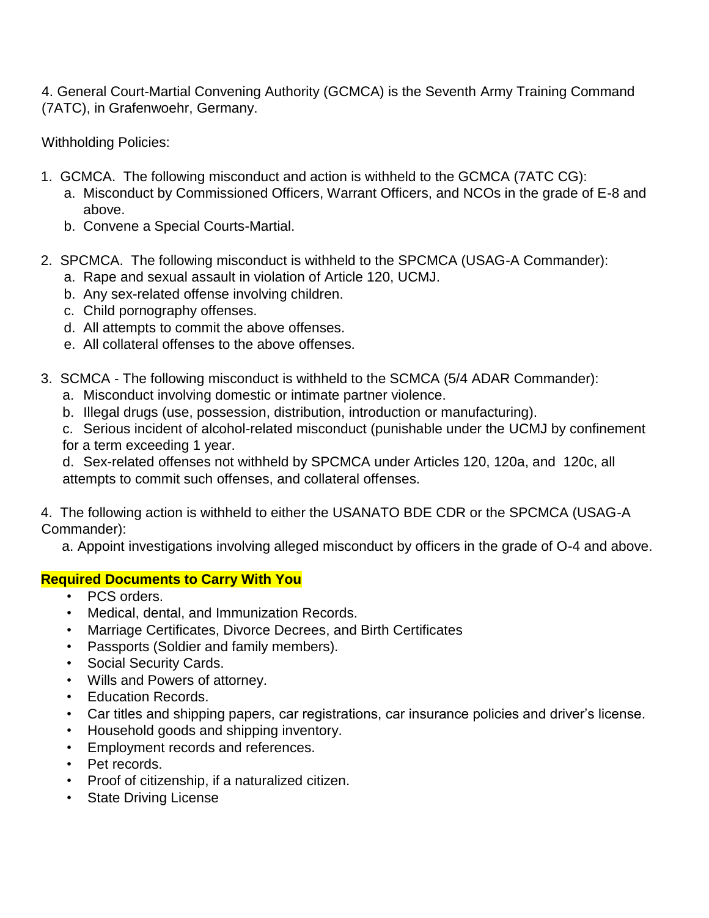4. General Court-Martial Convening Authority (GCMCA) is the Seventh Army Training Command (7ATC), in Grafenwoehr, Germany.

Withholding Policies:

1. GCMCA. The following misconduct and action is withheld to the GCMCA (7ATC CG):
   a. Misconduct by Commissioned Officers, Warrant Officers, and NCOs in the grade of E-8 and above.
   b. Convene a Special Courts-Martial.

2. SPCMCA. The following misconduct is withheld to the SPCMCA (USAG-A Commander):
   a. Rape and sexual assault in violation of Article 120, UCMJ.
   b. Any sex-related offense involving children.
   c. Child pornography offenses.
   d. All attempts to commit the above offenses.
   e. All collateral offenses to the above offenses.

3. SCMCA - The following misconduct is withheld to the SCMCA (5/4 ADAR Commander):
   a. Misconduct involving domestic or intimate partner violence.
   b. Illegal drugs (use, possession, distribution, introduction or manufacturing).
   c. Serious incident of alcohol-related misconduct (punishable under the UCMJ by confinement for a term exceeding 1 year.
   d. Sex-related offenses not withheld by SPCMCA under Articles 120, 120a, and 120c, all attempts to commit such offenses, and collateral offenses.

4. The following action is withheld to either the USANATO BDE CDR or the SPCMCA (USAG-A Commander):
   a. Appoint investigations involving alleged misconduct by officers in the grade of O-4 and above.

**Required Documents to Carry With You**

- PCS orders.
- Medical, dental, and Immunization Records.
- Marriage Certificates, Divorce Decrees, and Birth Certificates
- Passports (Soldier and family members).
- Social Security Cards.
- Wills and Powers of attorney.
- Education Records.
- Car titles and shipping papers, car registrations, car insurance policies and driver's license.
- Household goods and shipping inventory.
- Employment records and references.
- Pet records.
- Proof of citizenship, if a naturalized citizen.
- State Driving License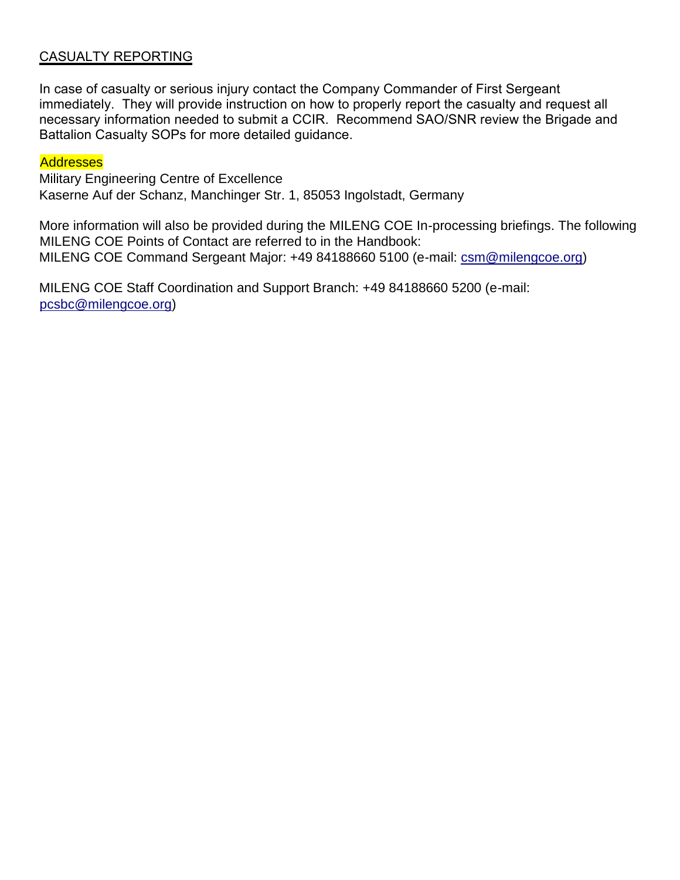## CASUALTY REPORTING

In case of casualty or serious injury contact the Company Commander of First Sergeant immediately. They will provide instruction on how to properly report the casualty and request all necessary information needed to submit a CCIR. Recommend SAO/SNR review the Brigade and Battalion Casualty SOPs for more detailed guidance.

### Addresses

Military Engineering Centre of Excellence
Kaserne Auf der Schanz, Manchinger Str. 1, 85053 Ingolstadt, Germany

More information will also be provided during the MILENG COE In-processing briefings. The following MILENG COE Points of Contact are referred to in the Handbook:
MILENG COE Command Sergeant Major: +49 84188660 5100 (e-mail: csm@milengcoe.org)

MILENG COE Staff Coordination and Support Branch: +49 84188660 5200 (e-mail: pcsbc@milengcoe.org)